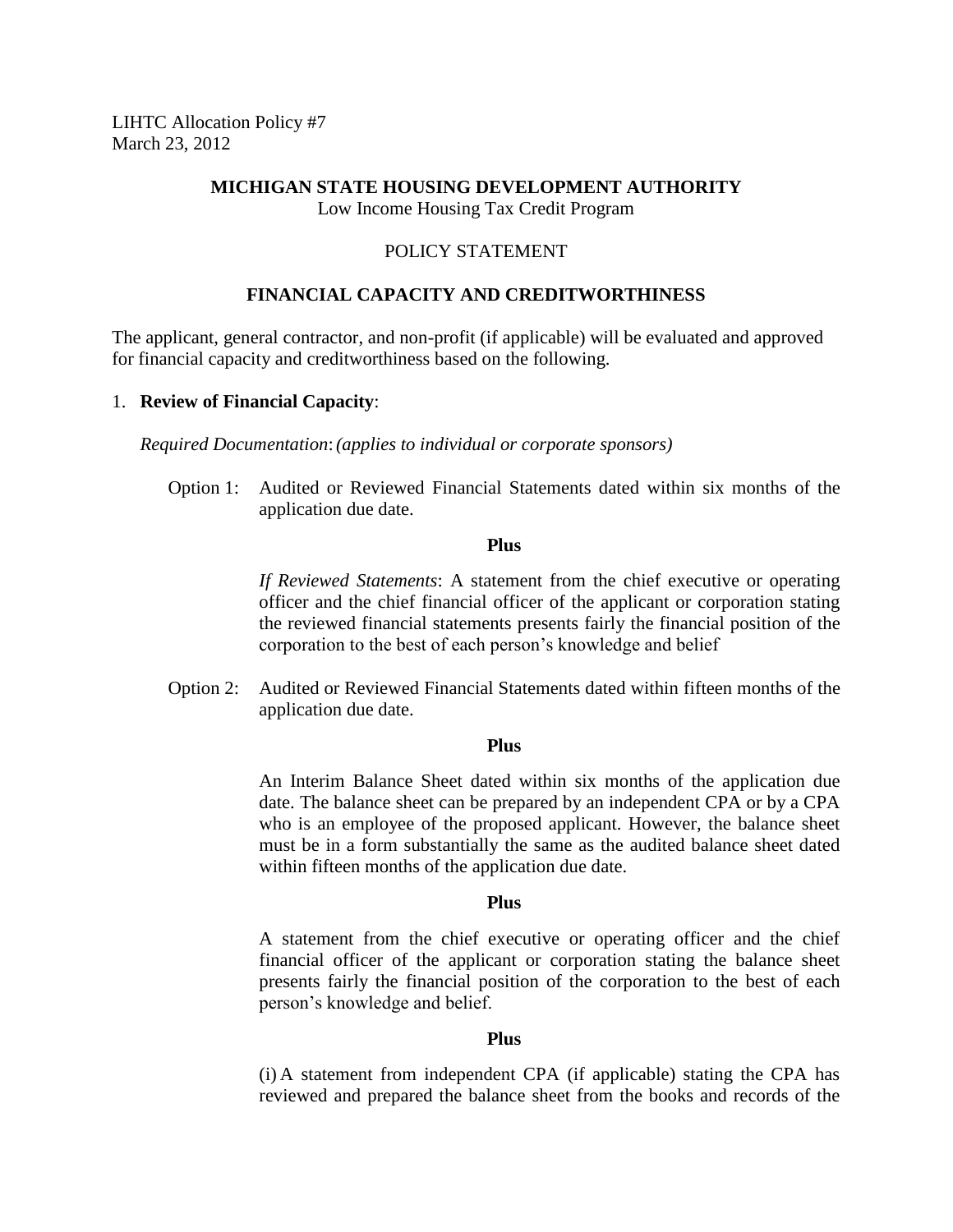LIHTC Allocation Policy #7
March 23, 2012

**MICHIGAN STATE HOUSING DEVELOPMENT AUTHORITY**
Low Income Housing Tax Credit Program

POLICY STATEMENT

**FINANCIAL CAPACITY AND CREDITWORTHINESS**

The applicant, general contractor, and non-profit (if applicable) will be evaluated and approved for financial capacity and creditworthiness based on the following.

1. **Review of Financial Capacity**:

   *Required Documentation*: *(applies to individual or corporate sponsors)*

   Option 1: Audited or Reviewed Financial Statements dated within six months of the application due date.

   **Plus**

   *If Reviewed Statements*: A statement from the chief executive or operating officer and the chief financial officer of the applicant or corporation stating the reviewed financial statements presents fairly the financial position of the corporation to the best of each person's knowledge and belief

   Option 2: Audited or Reviewed Financial Statements dated within fifteen months of the application due date.

   **Plus**

   An Interim Balance Sheet dated within six months of the application due date. The balance sheet can be prepared by an independent CPA or by a CPA who is an employee of the proposed applicant. However, the balance sheet must be in a form substantially the same as the audited balance sheet dated within fifteen months of the application due date.

   **Plus**

   A statement from the chief executive or operating officer and the chief financial officer of the applicant or corporation stating the balance sheet presents fairly the financial position of the corporation to the best of each person's knowledge and belief.

   **Plus**

   (i) A statement from independent CPA (if applicable) stating the CPA has reviewed and prepared the balance sheet from the books and records of the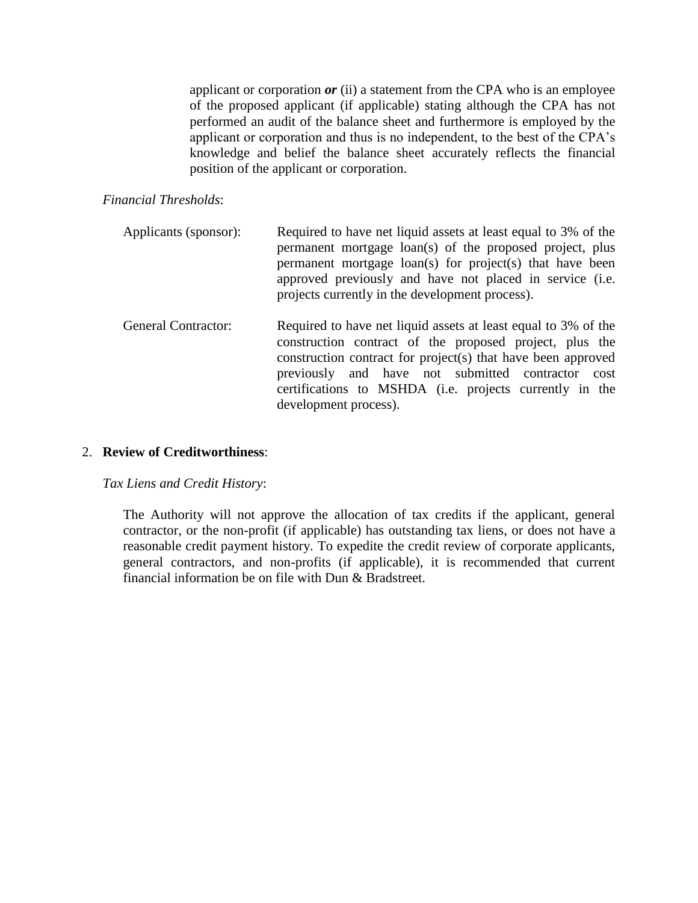applicant or corporation ***or*** (ii) a statement from the CPA who is an employee of the proposed applicant (if applicable) stating although the CPA has not performed an audit of the balance sheet and furthermore is employed by the applicant or corporation and thus is no independent, to the best of the CPA's knowledge and belief the balance sheet accurately reflects the financial position of the applicant or corporation.

*Financial Thresholds*:

| | |
|---|---|
| Applicants (sponsor): | Required to have net liquid assets at least equal to 3% of the permanent mortgage loan(s) of the proposed project, plus permanent mortgage loan(s) for project(s) that have been approved previously and have not placed in service (i.e. projects currently in the development process). |
| General Contractor: | Required to have net liquid assets at least equal to 3% of the construction contract of the proposed project, plus the construction contract for project(s) that have been approved previously and have not submitted contractor cost certifications to MSHDA (i.e. projects currently in the development process). |

2. **Review of Creditworthiness**:

*Tax Liens and Credit History*:

The Authority will not approve the allocation of tax credits if the applicant, general contractor, or the non-profit (if applicable) has outstanding tax liens, or does not have a reasonable credit payment history. To expedite the credit review of corporate applicants, general contractors, and non-profits (if applicable), it is recommended that current financial information be on file with Dun & Bradstreet.